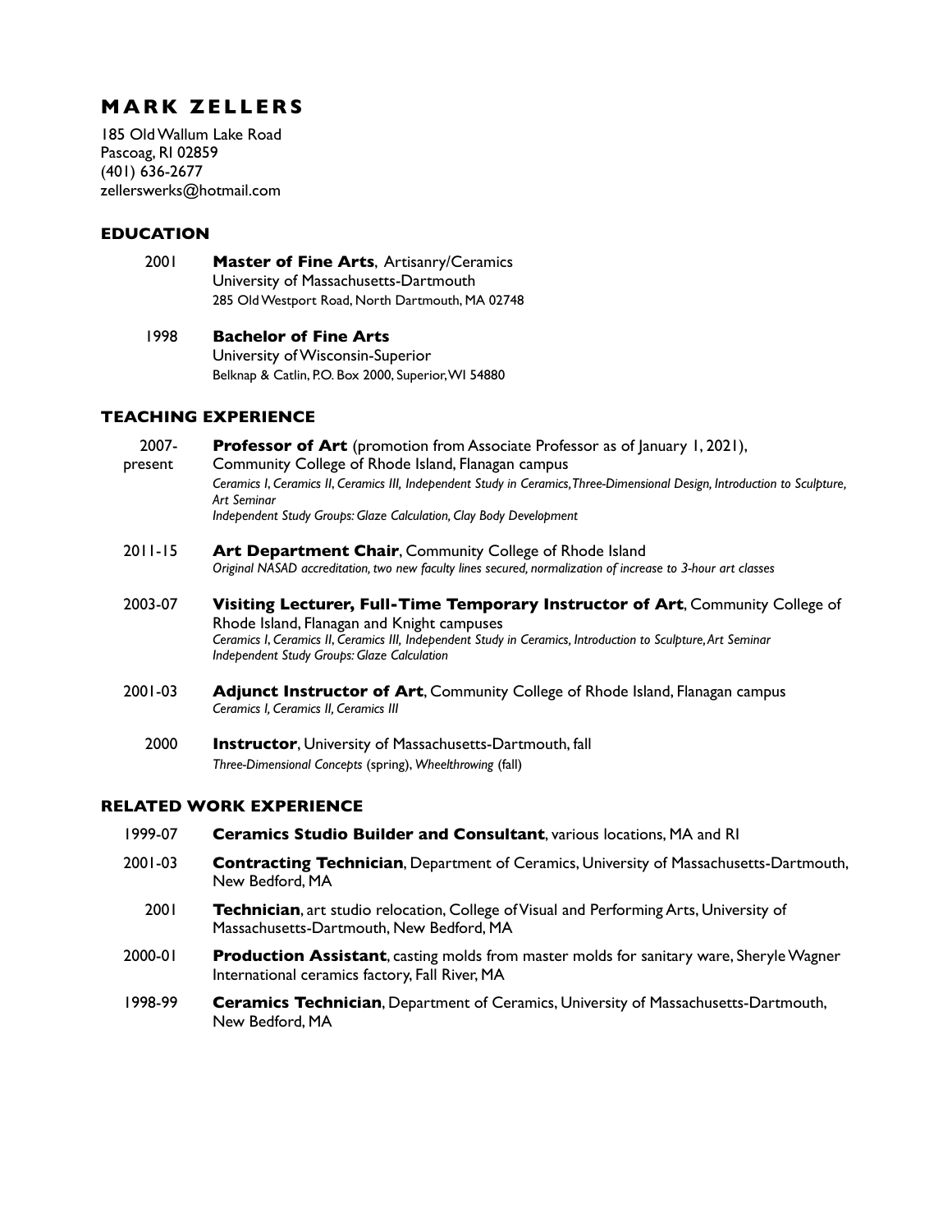# MARK ZELLERS

185 Old Wallum Lake Road
Pascoag, RI 02859
(401) 636-2677
zellerswerks@hotmail.com

## EDUCATION

2001 **Master of Fine Arts**, Artisanry/Ceramics
University of Massachusetts-Dartmouth
285 Old Westport Road, North Dartmouth, MA 02748

1998 **Bachelor of Fine Arts**
University of Wisconsin-Superior
Belknap & Catlin, P.O. Box 2000, Superior, WI 54880

## TEACHING EXPERIENCE

2007-present **Professor of Art** (promotion from Associate Professor as of January 1, 2021), Community College of Rhode Island, Flanagan campus
*Ceramics I, Ceramics II, Ceramics III, Independent Study in Ceramics, Three-Dimensional Design, Introduction to Sculpture, Art Seminar*
*Independent Study Groups: Glaze Calculation, Clay Body Development*

2011-15 **Art Department Chair**, Community College of Rhode Island
*Original NASAD accreditation, two new faculty lines secured, normalization of increase to 3-hour art classes*

2003-07 **Visiting Lecturer, Full-Time Temporary Instructor of Art**, Community College of Rhode Island, Flanagan and Knight campuses
*Ceramics I, Ceramics II, Ceramics III, Independent Study in Ceramics, Introduction to Sculpture, Art Seminar*
*Independent Study Groups: Glaze Calculation*

2001-03 **Adjunct Instructor of Art**, Community College of Rhode Island, Flanagan campus
*Ceramics I, Ceramics II, Ceramics III*

2000 **Instructor**, University of Massachusetts-Dartmouth, fall
*Three-Dimensional Concepts* (spring), *Wheelthrowing* (fall)

## RELATED WORK EXPERIENCE

1999-07 **Ceramics Studio Builder and Consultant**, various locations, MA and RI

2001-03 **Contracting Technician**, Department of Ceramics, University of Massachusetts-Dartmouth, New Bedford, MA

2001 **Technician**, art studio relocation, College of Visual and Performing Arts, University of Massachusetts-Dartmouth, New Bedford, MA

2000-01 **Production Assistant**, casting molds from master molds for sanitary ware, Sheryle Wagner International ceramics factory, Fall River, MA

1998-99 **Ceramics Technician**, Department of Ceramics, University of Massachusetts-Dartmouth, New Bedford, MA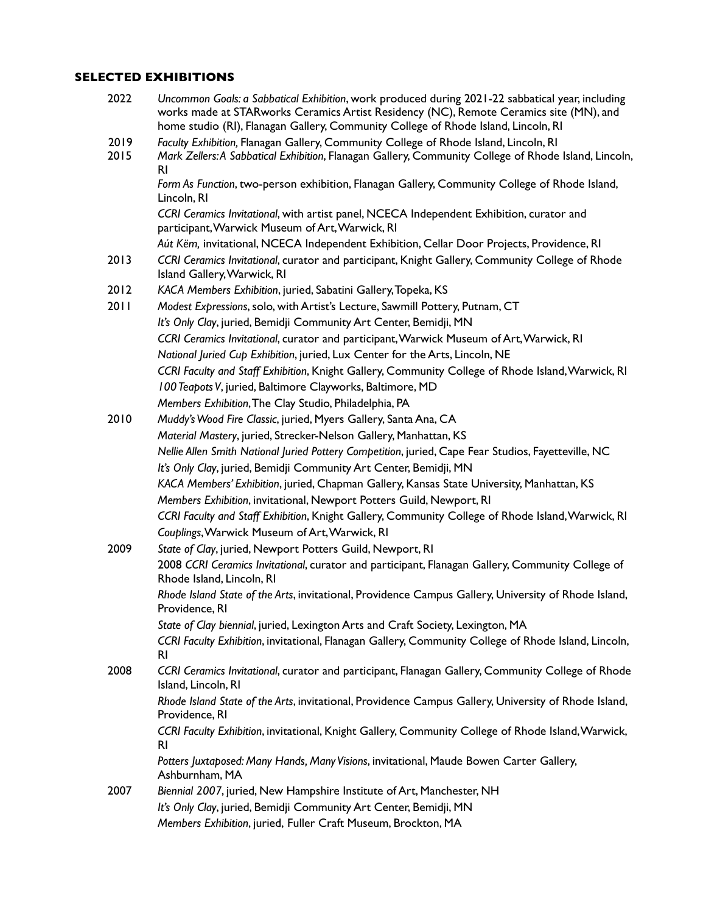## SELECTED EXHIBITIONS

**2022**

*Uncommon Goals: a Sabbatical Exhibition*, work produced during 2021-22 sabbatical year, including works made at STARworks Ceramics Artist Residency (NC), Remote Ceramics site (MN), and home studio (RI), Flanagan Gallery, Community College of Rhode Island, Lincoln, RI

**2019**

*Faculty Exhibition,* Flanagan Gallery, Community College of Rhode Island, Lincoln, RI

**2015**

*Mark Zellers: A Sabbatical Exhibition*, Flanagan Gallery, Community College of Rhode Island, Lincoln, RI

*Form As Function*, two-person exhibition, Flanagan Gallery, Community College of Rhode Island, Lincoln, RI

*CCRI Ceramics Invitational*, with artist panel, NCECA Independent Exhibition, curator and participant, Warwick Museum of Art, Warwick, RI

*Aút Këm,* invitational, NCECA Independent Exhibition, Cellar Door Projects, Providence, RI

**2013**

*CCRI Ceramics Invitational*, curator and participant, Knight Gallery, Community College of Rhode Island Gallery, Warwick, RI

**2012**

*KACA Members Exhibition*, juried, Sabatini Gallery, Topeka, KS

**2011**

*Modest Expressions*, solo, with Artist's Lecture, Sawmill Pottery, Putnam, CT

*It's Only Clay*, juried, Bemidji Community Art Center, Bemidji, MN

*CCRI Ceramics Invitational*, curator and participant, Warwick Museum of Art, Warwick, RI

*National Juried Cup Exhibition*, juried, Lux Center for the Arts, Lincoln, NE

*CCRI Faculty and Staff Exhibition*, Knight Gallery, Community College of Rhode Island, Warwick, RI

*100 Teapots V*, juried, Baltimore Clayworks, Baltimore, MD

*Members Exhibition*, The Clay Studio, Philadelphia, PA

**2010**

*Muddy's Wood Fire Classic*, juried, Myers Gallery, Santa Ana, CA

*Material Mastery*, juried, Strecker-Nelson Gallery, Manhattan, KS

*Nellie Allen Smith National Juried Pottery Competition*, juried, Cape Fear Studios, Fayetteville, NC

*It's Only Clay*, juried, Bemidji Community Art Center, Bemidji, MN

*KACA Members' Exhibition*, juried, Chapman Gallery, Kansas State University, Manhattan, KS

*Members Exhibition*, invitational, Newport Potters Guild, Newport, RI

*CCRI Faculty and Staff Exhibition*, Knight Gallery, Community College of Rhode Island, Warwick, RI

*Couplings*, Warwick Museum of Art, Warwick, RI

**2009**

*State of Clay*, juried, Newport Potters Guild, Newport, RI

2008 *CCRI Ceramics Invitational*, curator and participant, Flanagan Gallery, Community College of Rhode Island, Lincoln, RI

*Rhode Island State of the Arts*, invitational, Providence Campus Gallery, University of Rhode Island, Providence, RI

*State of Clay biennial*, juried, Lexington Arts and Craft Society, Lexington, MA

*CCRI Faculty Exhibition*, invitational, Flanagan Gallery, Community College of Rhode Island, Lincoln, RI

**2008**

*CCRI Ceramics Invitational*, curator and participant, Flanagan Gallery, Community College of Rhode Island, Lincoln, RI

*Rhode Island State of the Arts*, invitational, Providence Campus Gallery, University of Rhode Island, Providence, RI

*CCRI Faculty Exhibition*, invitational, Knight Gallery, Community College of Rhode Island, Warwick, RI

*Potters Juxtaposed: Many Hands, Many Visions*, invitational, Maude Bowen Carter Gallery, Ashburnham, MA

**2007**

*Biennial 2007*, juried, New Hampshire Institute of Art, Manchester, NH

*It's Only Clay*, juried, Bemidji Community Art Center, Bemidji, MN

*Members Exhibition*, juried, Fuller Craft Museum, Brockton, MA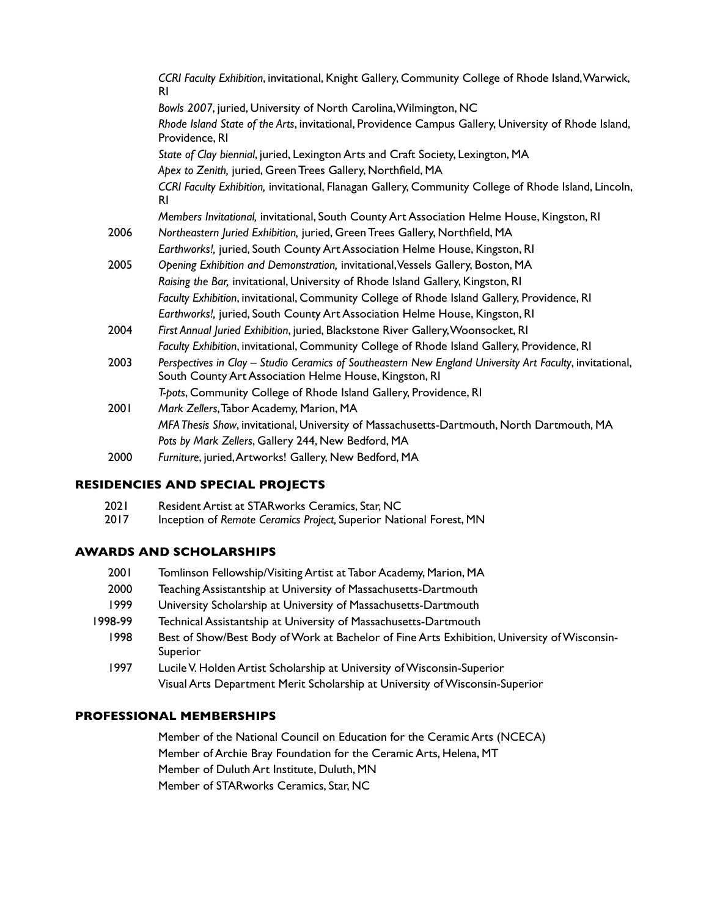*CCRI Faculty Exhibition*, invitational, Knight Gallery, Community College of Rhode Island, Warwick, RI

*Bowls 2007*, juried, University of North Carolina, Wilmington, NC

*Rhode Island State of the Arts*, invitational, Providence Campus Gallery, University of Rhode Island, Providence, RI

*State of Clay biennial*, juried, Lexington Arts and Craft Society, Lexington, MA

*Apex to Zenith,* juried, Green Trees Gallery, Northfield, MA

*CCRI Faculty Exhibition,* invitational, Flanagan Gallery, Community College of Rhode Island, Lincoln, RI

*Members Invitational,* invitational, South County Art Association Helme House, Kingston, RI

2006 *Northeastern Juried Exhibition,* juried, Green Trees Gallery, Northfield, MA

*Earthworks!,* juried, South County Art Association Helme House, Kingston, RI

2005 *Opening Exhibition and Demonstration,* invitational, Vessels Gallery, Boston, MA

*Raising the Bar,* invitational, University of Rhode Island Gallery, Kingston, RI

*Faculty Exhibition*, invitational, Community College of Rhode Island Gallery, Providence, RI

*Earthworks!,* juried, South County Art Association Helme House, Kingston, RI

2004 *First Annual Juried Exhibition*, juried, Blackstone River Gallery, Woonsocket, RI

*Faculty Exhibition*, invitational, Community College of Rhode Island Gallery, Providence, RI

2003 *Perspectives in Clay – Studio Ceramics of Southeastern New England University Art Faculty*, invitational, South County Art Association Helme House, Kingston, RI

*T-pots*, Community College of Rhode Island Gallery, Providence, RI

2001 *Mark Zellers*, Tabor Academy, Marion, MA

*MFA Thesis Show*, invitational, University of Massachusetts-Dartmouth, North Dartmouth, MA

*Pots by Mark Zellers*, Gallery 244, New Bedford, MA

2000 *Furniture*, juried, Artworks! Gallery, New Bedford, MA

## RESIDENCIES AND SPECIAL PROJECTS

2021 Resident Artist at STARworks Ceramics, Star, NC

2017 Inception of *Remote Ceramics Project,* Superior National Forest, MN

## AWARDS AND SCHOLARSHIPS

2001 Tomlinson Fellowship/Visiting Artist at Tabor Academy, Marion, MA

2000 Teaching Assistantship at University of Massachusetts-Dartmouth

1999 University Scholarship at University of Massachusetts-Dartmouth

1998-99 Technical Assistantship at University of Massachusetts-Dartmouth

1998 Best of Show/Best Body of Work at Bachelor of Fine Arts Exhibition, University of Wisconsin-Superior

1997 Lucile V. Holden Artist Scholarship at University of Wisconsin-Superior

Visual Arts Department Merit Scholarship at University of Wisconsin-Superior

## PROFESSIONAL MEMBERSHIPS

Member of the National Council on Education for the Ceramic Arts (NCECA)

Member of Archie Bray Foundation for the Ceramic Arts, Helena, MT

Member of Duluth Art Institute, Duluth, MN

Member of STARworks Ceramics, Star, NC